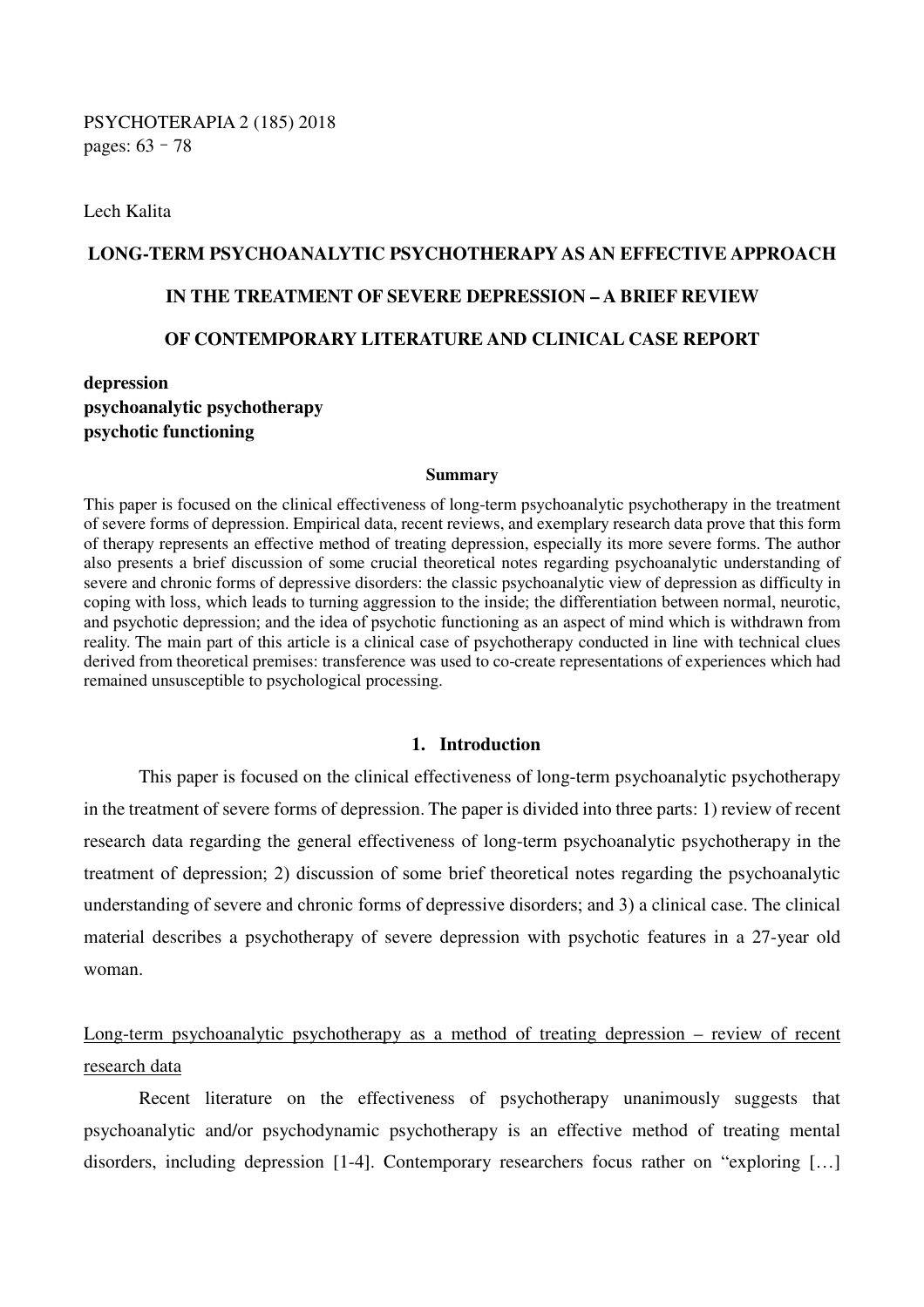PSYCHOTERAPIA 2 (185) 2018
pages: 63 – 78

Lech Kalita

# LONG-TERM PSYCHOANALYTIC PSYCHOTHERAPY AS AN EFFECTIVE APPROACH IN THE TREATMENT OF SEVERE DEPRESSION – A BRIEF REVIEW OF CONTEMPORARY LITERATURE AND CLINICAL CASE REPORT

**depression**
**psychoanalytic psychotherapy**
**psychotic functioning**

### Summary

This paper is focused on the clinical effectiveness of long-term psychoanalytic psychotherapy in the treatment of severe forms of depression. Empirical data, recent reviews, and exemplary research data prove that this form of therapy represents an effective method of treating depression, especially its more severe forms. The author also presents a brief discussion of some crucial theoretical notes regarding psychoanalytic understanding of severe and chronic forms of depressive disorders: the classic psychoanalytic view of depression as difficulty in coping with loss, which leads to turning aggression to the inside; the differentiation between normal, neurotic, and psychotic depression; and the idea of psychotic functioning as an aspect of mind which is withdrawn from reality. The main part of this article is a clinical case of psychotherapy conducted in line with technical clues derived from theoretical premises: transference was used to co-create representations of experiences which had remained unsusceptible to psychological processing.

## 1. Introduction

This paper is focused on the clinical effectiveness of long-term psychoanalytic psychotherapy in the treatment of severe forms of depression. The paper is divided into three parts: 1) review of recent research data regarding the general effectiveness of long-term psychoanalytic psychotherapy in the treatment of depression; 2) discussion of some brief theoretical notes regarding the psychoanalytic understanding of severe and chronic forms of depressive disorders; and 3) a clinical case. The clinical material describes a psychotherapy of severe depression with psychotic features in a 27-year old woman.

<u>Long-term psychoanalytic psychotherapy as a method of treating depression – review of recent research data</u>

Recent literature on the effectiveness of psychotherapy unanimously suggests that psychoanalytic and/or psychodynamic psychotherapy is an effective method of treating mental disorders, including depression [1-4]. Contemporary researchers focus rather on "exploring […]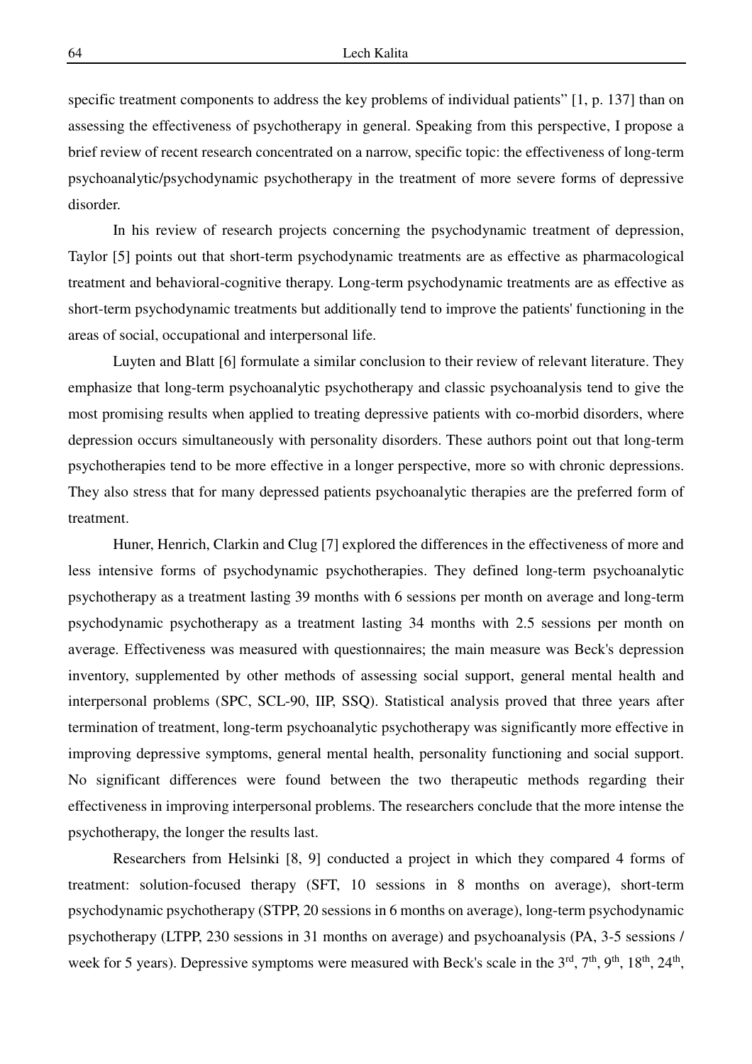specific treatment components to address the key problems of individual patients" [1, p. 137] than on assessing the effectiveness of psychotherapy in general. Speaking from this perspective, I propose a brief review of recent research concentrated on a narrow, specific topic: the effectiveness of long-term psychoanalytic/psychodynamic psychotherapy in the treatment of more severe forms of depressive disorder.

In his review of research projects concerning the psychodynamic treatment of depression, Taylor [5] points out that short-term psychodynamic treatments are as effective as pharmacological treatment and behavioral-cognitive therapy. Long-term psychodynamic treatments are as effective as short-term psychodynamic treatments but additionally tend to improve the patients' functioning in the areas of social, occupational and interpersonal life.

Luyten and Blatt [6] formulate a similar conclusion to their review of relevant literature. They emphasize that long-term psychoanalytic psychotherapy and classic psychoanalysis tend to give the most promising results when applied to treating depressive patients with co-morbid disorders, where depression occurs simultaneously with personality disorders. These authors point out that long-term psychotherapies tend to be more effective in a longer perspective, more so with chronic depressions. They also stress that for many depressed patients psychoanalytic therapies are the preferred form of treatment.

Huner, Henrich, Clarkin and Clug [7] explored the differences in the effectiveness of more and less intensive forms of psychodynamic psychotherapies. They defined long-term psychoanalytic psychotherapy as a treatment lasting 39 months with 6 sessions per month on average and long-term psychodynamic psychotherapy as a treatment lasting 34 months with 2.5 sessions per month on average. Effectiveness was measured with questionnaires; the main measure was Beck's depression inventory, supplemented by other methods of assessing social support, general mental health and interpersonal problems (SPC, SCL-90, IIP, SSQ). Statistical analysis proved that three years after termination of treatment, long-term psychoanalytic psychotherapy was significantly more effective in improving depressive symptoms, general mental health, personality functioning and social support. No significant differences were found between the two therapeutic methods regarding their effectiveness in improving interpersonal problems. The researchers conclude that the more intense the psychotherapy, the longer the results last.

Researchers from Helsinki [8, 9] conducted a project in which they compared 4 forms of treatment: solution-focused therapy (SFT, 10 sessions in 8 months on average), short-term psychodynamic psychotherapy (STPP, 20 sessions in 6 months on average), long-term psychodynamic psychotherapy (LTPP, 230 sessions in 31 months on average) and psychoanalysis (PA, 3-5 sessions / week for 5 years). Depressive symptoms were measured with Beck's scale in the 3rd, 7th, 9th, 18th, 24th,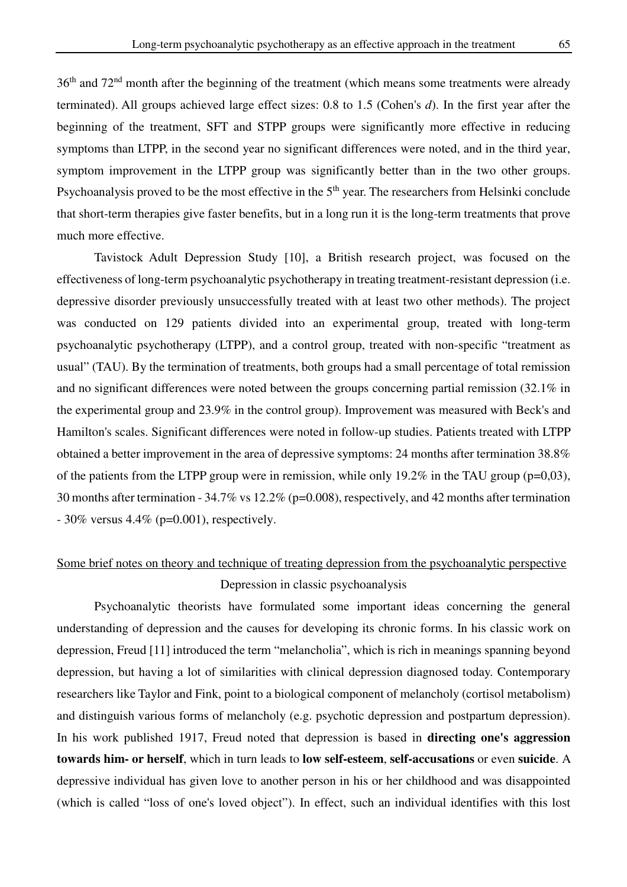36th and 72nd month after the beginning of the treatment (which means some treatments were already terminated). All groups achieved large effect sizes: 0.8 to 1.5 (Cohen's *d*). In the first year after the beginning of the treatment, SFT and STPP groups were significantly more effective in reducing symptoms than LTPP, in the second year no significant differences were noted, and in the third year, symptom improvement in the LTPP group was significantly better than in the two other groups. Psychoanalysis proved to be the most effective in the 5th year. The researchers from Helsinki conclude that short-term therapies give faster benefits, but in a long run it is the long-term treatments that prove much more effective.

Tavistock Adult Depression Study [10], a British research project, was focused on the effectiveness of long-term psychoanalytic psychotherapy in treating treatment-resistant depression (i.e. depressive disorder previously unsuccessfully treated with at least two other methods). The project was conducted on 129 patients divided into an experimental group, treated with long-term psychoanalytic psychotherapy (LTPP), and a control group, treated with non-specific "treatment as usual" (TAU). By the termination of treatments, both groups had a small percentage of total remission and no significant differences were noted between the groups concerning partial remission (32.1% in the experimental group and 23.9% in the control group). Improvement was measured with Beck's and Hamilton's scales. Significant differences were noted in follow-up studies. Patients treated with LTPP obtained a better improvement in the area of depressive symptoms: 24 months after termination 38.8% of the patients from the LTPP group were in remission, while only 19.2% in the TAU group ($p=0,03$), 30 months after termination - 34.7% vs 12.2% ($p=0.008$), respectively, and 42 months after termination - 30% versus 4.4% ($p=0.001$), respectively.

## Some brief notes on theory and technique of treating depression from the psychoanalytic perspective

### Depression in classic psychoanalysis

Psychoanalytic theorists have formulated some important ideas concerning the general understanding of depression and the causes for developing its chronic forms. In his classic work on depression, Freud [11] introduced the term "melancholia", which is rich in meanings spanning beyond depression, but having a lot of similarities with clinical depression diagnosed today. Contemporary researchers like Taylor and Fink, point to a biological component of melancholy (cortisol metabolism) and distinguish various forms of melancholy (e.g. psychotic depression and postpartum depression). In his work published 1917, Freud noted that depression is based in **directing one's aggression towards him- or herself**, which in turn leads to **low self-esteem**, **self-accusations** or even **suicide**. A depressive individual has given love to another person in his or her childhood and was disappointed (which is called "loss of one's loved object"). In effect, such an individual identifies with this lost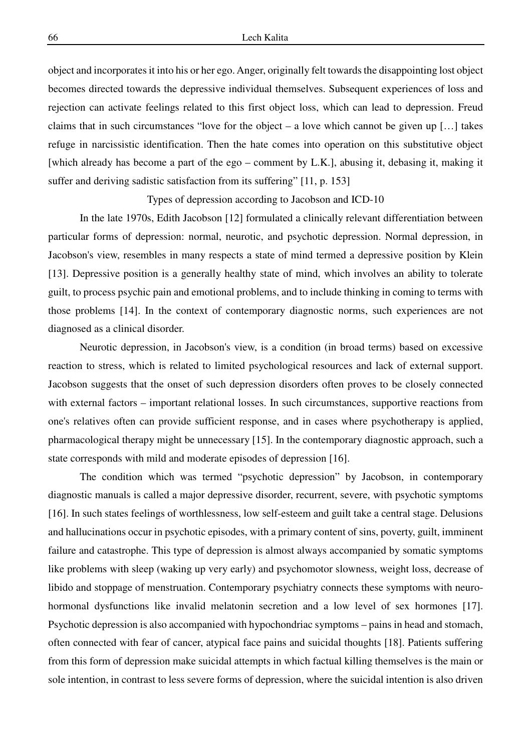object and incorporates it into his or her ego. Anger, originally felt towards the disappointing lost object becomes directed towards the depressive individual themselves. Subsequent experiences of loss and rejection can activate feelings related to this first object loss, which can lead to depression. Freud claims that in such circumstances "love for the object – a love which cannot be given up […] takes refuge in narcissistic identification. Then the hate comes into operation on this substitutive object [which already has become a part of the ego – comment by L.K.], abusing it, debasing it, making it suffer and deriving sadistic satisfaction from its suffering" [11, p. 153]

## Types of depression according to Jacobson and ICD-10

In the late 1970s, Edith Jacobson [12] formulated a clinically relevant differentiation between particular forms of depression: normal, neurotic, and psychotic depression. Normal depression, in Jacobson's view, resembles in many respects a state of mind termed a depressive position by Klein [13]. Depressive position is a generally healthy state of mind, which involves an ability to tolerate guilt, to process psychic pain and emotional problems, and to include thinking in coming to terms with those problems [14]. In the context of contemporary diagnostic norms, such experiences are not diagnosed as a clinical disorder.

Neurotic depression, in Jacobson's view, is a condition (in broad terms) based on excessive reaction to stress, which is related to limited psychological resources and lack of external support. Jacobson suggests that the onset of such depression disorders often proves to be closely connected with external factors – important relational losses. In such circumstances, supportive reactions from one's relatives often can provide sufficient response, and in cases where psychotherapy is applied, pharmacological therapy might be unnecessary [15]. In the contemporary diagnostic approach, such a state corresponds with mild and moderate episodes of depression [16].

The condition which was termed "psychotic depression" by Jacobson, in contemporary diagnostic manuals is called a major depressive disorder, recurrent, severe, with psychotic symptoms [16]. In such states feelings of worthlessness, low self-esteem and guilt take a central stage. Delusions and hallucinations occur in psychotic episodes, with a primary content of sins, poverty, guilt, imminent failure and catastrophe. This type of depression is almost always accompanied by somatic symptoms like problems with sleep (waking up very early) and psychomotor slowness, weight loss, decrease of libido and stoppage of menstruation. Contemporary psychiatry connects these symptoms with neuro-hormonal dysfunctions like invalid melatonin secretion and a low level of sex hormones [17]. Psychotic depression is also accompanied with hypochondriac symptoms – pains in head and stomach, often connected with fear of cancer, atypical face pains and suicidal thoughts [18]. Patients suffering from this form of depression make suicidal attempts in which factual killing themselves is the main or sole intention, in contrast to less severe forms of depression, where the suicidal intention is also driven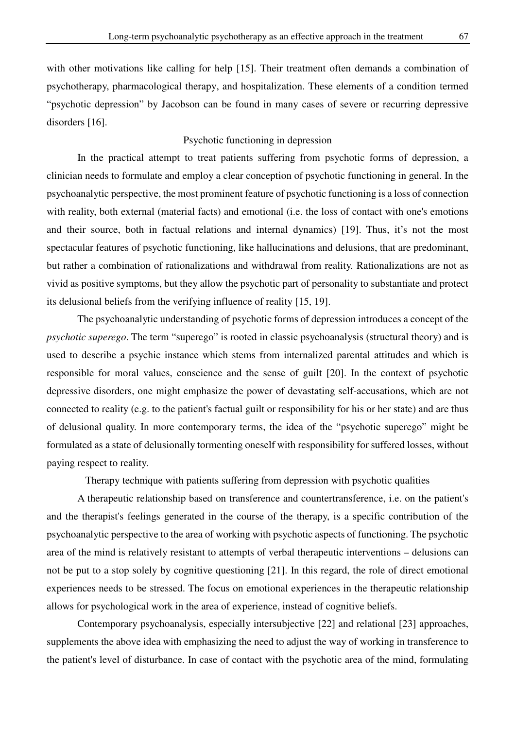with other motivations like calling for help [15]. Their treatment often demands a combination of psychotherapy, pharmacological therapy, and hospitalization. These elements of a condition termed “psychotic depression” by Jacobson can be found in many cases of severe or recurring depressive disorders [16].

## Psychotic functioning in depression

In the practical attempt to treat patients suffering from psychotic forms of depression, a clinician needs to formulate and employ a clear conception of psychotic functioning in general. In the psychoanalytic perspective, the most prominent feature of psychotic functioning is a loss of connection with reality, both external (material facts) and emotional (i.e. the loss of contact with one's emotions and their source, both in factual relations and internal dynamics) [19]. Thus, it’s not the most spectacular features of psychotic functioning, like hallucinations and delusions, that are predominant, but rather a combination of rationalizations and withdrawal from reality. Rationalizations are not as vivid as positive symptoms, but they allow the psychotic part of personality to substantiate and protect its delusional beliefs from the verifying influence of reality [15, 19].

The psychoanalytic understanding of psychotic forms of depression introduces a concept of the *psychotic superego*. The term “superego” is rooted in classic psychoanalysis (structural theory) and is used to describe a psychic instance which stems from internalized parental attitudes and which is responsible for moral values, conscience and the sense of guilt [20]. In the context of psychotic depressive disorders, one might emphasize the power of devastating self-accusations, which are not connected to reality (e.g. to the patient's factual guilt or responsibility for his or her state) and are thus of delusional quality. In more contemporary terms, the idea of the “psychotic superego” might be formulated as a state of delusionally tormenting oneself with responsibility for suffered losses, without paying respect to reality.

## Therapy technique with patients suffering from depression with psychotic qualities

A therapeutic relationship based on transference and countertransference, i.e. on the patient's and the therapist's feelings generated in the course of the therapy, is a specific contribution of the psychoanalytic perspective to the area of working with psychotic aspects of functioning. The psychotic area of the mind is relatively resistant to attempts of verbal therapeutic interventions – delusions can not be put to a stop solely by cognitive questioning [21]. In this regard, the role of direct emotional experiences needs to be stressed. The focus on emotional experiences in the therapeutic relationship allows for psychological work in the area of experience, instead of cognitive beliefs.

Contemporary psychoanalysis, especially intersubjective [22] and relational [23] approaches, supplements the above idea with emphasizing the need to adjust the way of working in transference to the patient's level of disturbance. In case of contact with the psychotic area of the mind, formulating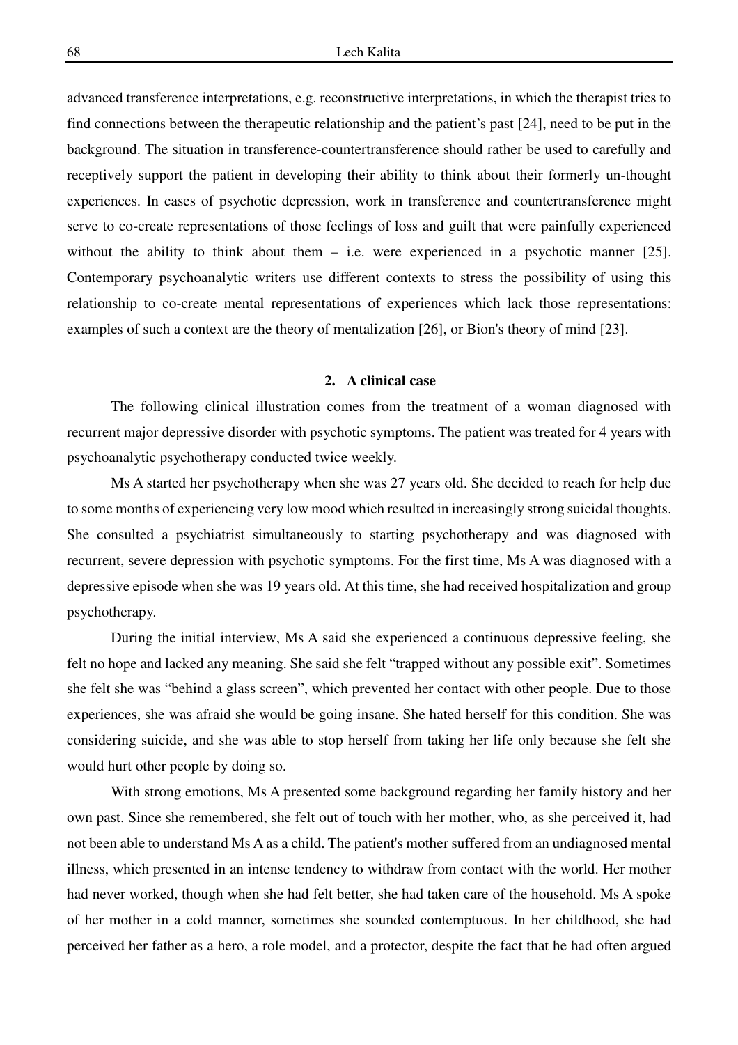advanced transference interpretations, e.g. reconstructive interpretations, in which the therapist tries to find connections between the therapeutic relationship and the patient's past [24], need to be put in the background. The situation in transference-countertransference should rather be used to carefully and receptively support the patient in developing their ability to think about their formerly un-thought experiences. In cases of psychotic depression, work in transference and countertransference might serve to co-create representations of those feelings of loss and guilt that were painfully experienced without the ability to think about them – i.e. were experienced in a psychotic manner [25]. Contemporary psychoanalytic writers use different contexts to stress the possibility of using this relationship to co-create mental representations of experiences which lack those representations: examples of such a context are the theory of mentalization [26], or Bion's theory of mind [23].

## 2. A clinical case

The following clinical illustration comes from the treatment of a woman diagnosed with recurrent major depressive disorder with psychotic symptoms. The patient was treated for 4 years with psychoanalytic psychotherapy conducted twice weekly.

Ms A started her psychotherapy when she was 27 years old. She decided to reach for help due to some months of experiencing very low mood which resulted in increasingly strong suicidal thoughts. She consulted a psychiatrist simultaneously to starting psychotherapy and was diagnosed with recurrent, severe depression with psychotic symptoms. For the first time, Ms A was diagnosed with a depressive episode when she was 19 years old. At this time, she had received hospitalization and group psychotherapy.

During the initial interview, Ms A said she experienced a continuous depressive feeling, she felt no hope and lacked any meaning. She said she felt "trapped without any possible exit". Sometimes she felt she was "behind a glass screen", which prevented her contact with other people. Due to those experiences, she was afraid she would be going insane. She hated herself for this condition. She was considering suicide, and she was able to stop herself from taking her life only because she felt she would hurt other people by doing so.

With strong emotions, Ms A presented some background regarding her family history and her own past. Since she remembered, she felt out of touch with her mother, who, as she perceived it, had not been able to understand Ms A as a child. The patient's mother suffered from an undiagnosed mental illness, which presented in an intense tendency to withdraw from contact with the world. Her mother had never worked, though when she had felt better, she had taken care of the household. Ms A spoke of her mother in a cold manner, sometimes she sounded contemptuous. In her childhood, she had perceived her father as a hero, a role model, and a protector, despite the fact that he had often argued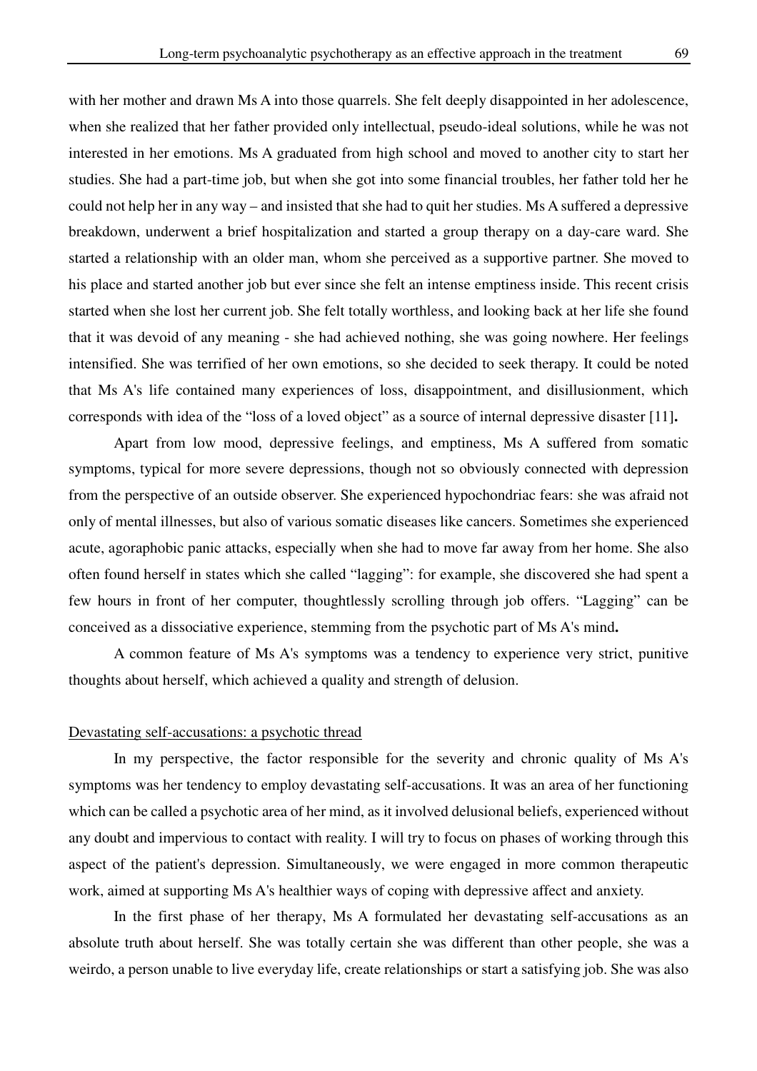with her mother and drawn Ms A into those quarrels. She felt deeply disappointed in her adolescence, when she realized that her father provided only intellectual, pseudo-ideal solutions, while he was not interested in her emotions. Ms A graduated from high school and moved to another city to start her studies. She had a part-time job, but when she got into some financial troubles, her father told her he could not help her in any way – and insisted that she had to quit her studies. Ms A suffered a depressive breakdown, underwent a brief hospitalization and started a group therapy on a day-care ward. She started a relationship with an older man, whom she perceived as a supportive partner. She moved to his place and started another job but ever since she felt an intense emptiness inside. This recent crisis started when she lost her current job. She felt totally worthless, and looking back at her life she found that it was devoid of any meaning - she had achieved nothing, she was going nowhere. Her feelings intensified. She was terrified of her own emotions, so she decided to seek therapy. It could be noted that Ms A's life contained many experiences of loss, disappointment, and disillusionment, which corresponds with idea of the "loss of a loved object" as a source of internal depressive disaster [11]**.**

Apart from low mood, depressive feelings, and emptiness, Ms A suffered from somatic symptoms, typical for more severe depressions, though not so obviously connected with depression from the perspective of an outside observer. She experienced hypochondriac fears: she was afraid not only of mental illnesses, but also of various somatic diseases like cancers. Sometimes she experienced acute, agoraphobic panic attacks, especially when she had to move far away from her home. She also often found herself in states which she called "lagging": for example, she discovered she had spent a few hours in front of her computer, thoughtlessly scrolling through job offers. "Lagging" can be conceived as a dissociative experience, stemming from the psychotic part of Ms A's mind**.**

A common feature of Ms A's symptoms was a tendency to experience very strict, punitive thoughts about herself, which achieved a quality and strength of delusion.

<u>Devastating self-accusations: a psychotic thread</u>

In my perspective, the factor responsible for the severity and chronic quality of Ms A's symptoms was her tendency to employ devastating self-accusations. It was an area of her functioning which can be called a psychotic area of her mind, as it involved delusional beliefs, experienced without any doubt and impervious to contact with reality. I will try to focus on phases of working through this aspect of the patient's depression. Simultaneously, we were engaged in more common therapeutic work, aimed at supporting Ms A's healthier ways of coping with depressive affect and anxiety.

In the first phase of her therapy, Ms A formulated her devastating self-accusations as an absolute truth about herself. She was totally certain she was different than other people, she was a weirdo, a person unable to live everyday life, create relationships or start a satisfying job. She was also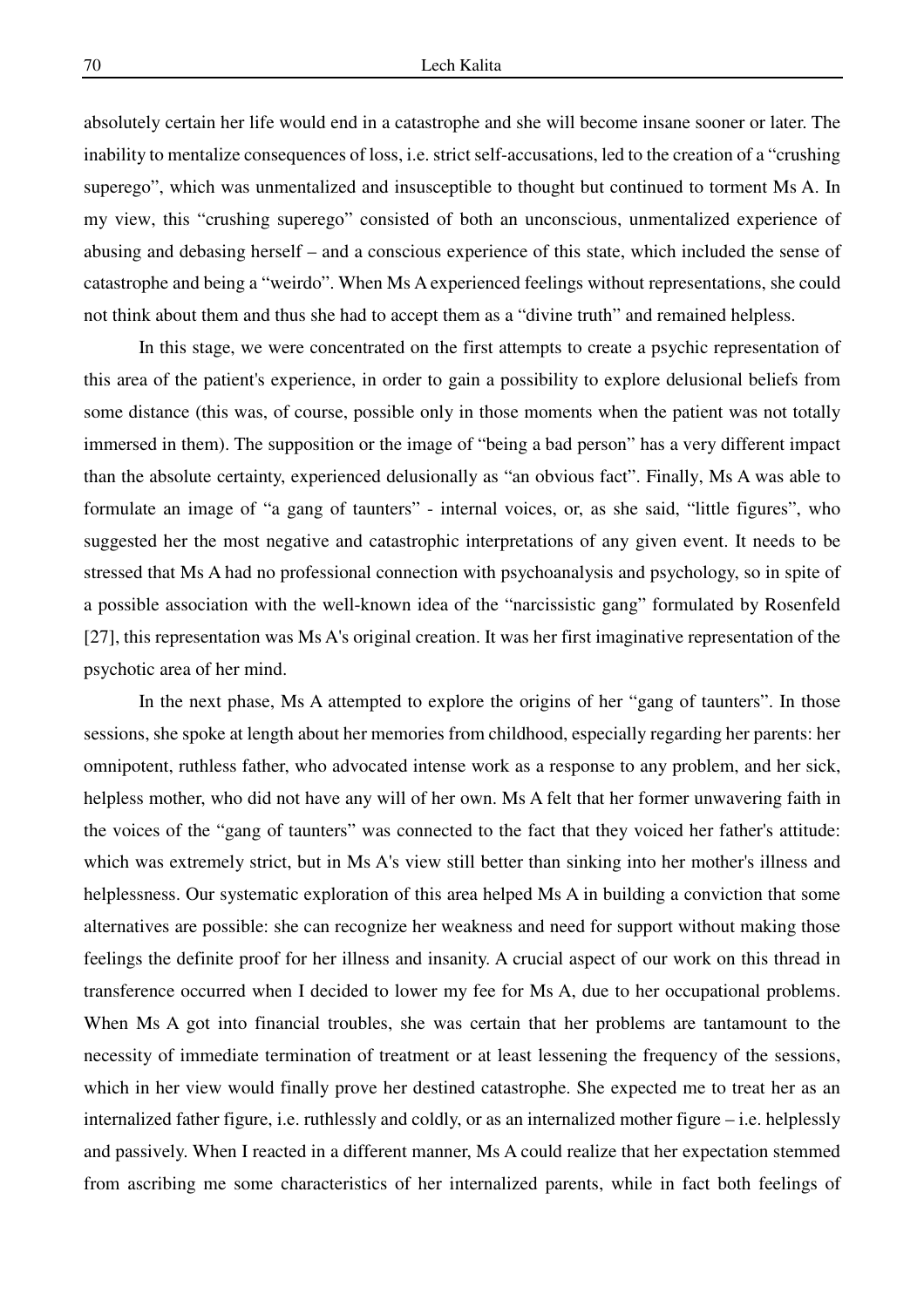absolutely certain her life would end in a catastrophe and she will become insane sooner or later. The inability to mentalize consequences of loss, i.e. strict self-accusations, led to the creation of a "crushing superego", which was unmentalized and insusceptible to thought but continued to torment Ms A. In my view, this "crushing superego" consisted of both an unconscious, unmentalized experience of abusing and debasing herself – and a conscious experience of this state, which included the sense of catastrophe and being a "weirdo". When Ms A experienced feelings without representations, she could not think about them and thus she had to accept them as a "divine truth" and remained helpless.

In this stage, we were concentrated on the first attempts to create a psychic representation of this area of the patient's experience, in order to gain a possibility to explore delusional beliefs from some distance (this was, of course, possible only in those moments when the patient was not totally immersed in them). The supposition or the image of "being a bad person" has a very different impact than the absolute certainty, experienced delusionally as "an obvious fact". Finally, Ms A was able to formulate an image of "a gang of taunters" - internal voices, or, as she said, "little figures", who suggested her the most negative and catastrophic interpretations of any given event. It needs to be stressed that Ms A had no professional connection with psychoanalysis and psychology, so in spite of a possible association with the well-known idea of the "narcissistic gang" formulated by Rosenfeld [27], this representation was Ms A's original creation. It was her first imaginative representation of the psychotic area of her mind.

In the next phase, Ms A attempted to explore the origins of her "gang of taunters". In those sessions, she spoke at length about her memories from childhood, especially regarding her parents: her omnipotent, ruthless father, who advocated intense work as a response to any problem, and her sick, helpless mother, who did not have any will of her own. Ms A felt that her former unwavering faith in the voices of the "gang of taunters" was connected to the fact that they voiced her father's attitude: which was extremely strict, but in Ms A's view still better than sinking into her mother's illness and helplessness. Our systematic exploration of this area helped Ms A in building a conviction that some alternatives are possible: she can recognize her weakness and need for support without making those feelings the definite proof for her illness and insanity. A crucial aspect of our work on this thread in transference occurred when I decided to lower my fee for Ms A, due to her occupational problems. When Ms A got into financial troubles, she was certain that her problems are tantamount to the necessity of immediate termination of treatment or at least lessening the frequency of the sessions, which in her view would finally prove her destined catastrophe. She expected me to treat her as an internalized father figure, i.e. ruthlessly and coldly, or as an internalized mother figure – i.e. helplessly and passively. When I reacted in a different manner, Ms A could realize that her expectation stemmed from ascribing me some characteristics of her internalized parents, while in fact both feelings of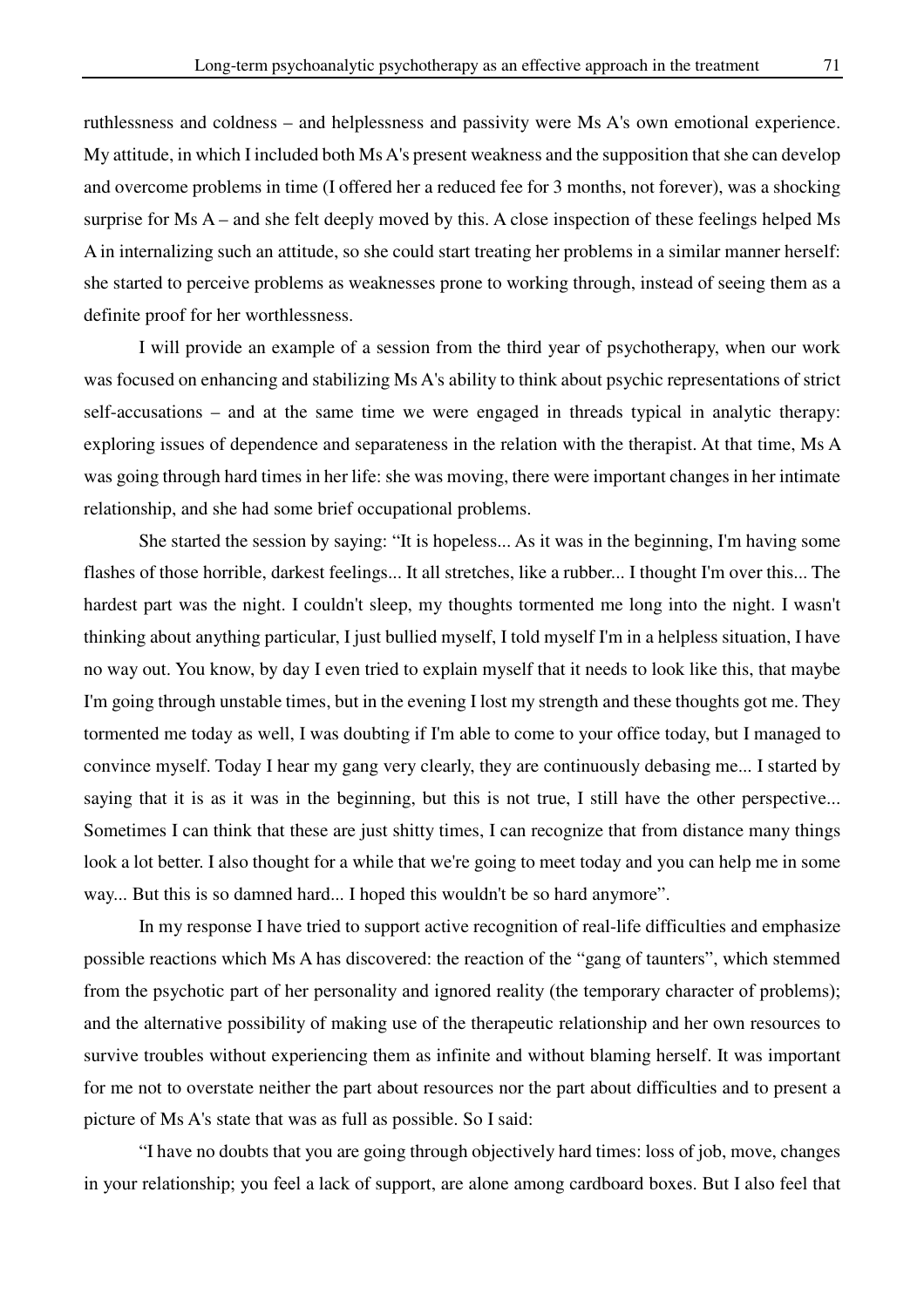ruthlessness and coldness – and helplessness and passivity were Ms A's own emotional experience. My attitude, in which I included both Ms A's present weakness and the supposition that she can develop and overcome problems in time (I offered her a reduced fee for 3 months, not forever), was a shocking surprise for Ms A – and she felt deeply moved by this. A close inspection of these feelings helped Ms A in internalizing such an attitude, so she could start treating her problems in a similar manner herself: she started to perceive problems as weaknesses prone to working through, instead of seeing them as a definite proof for her worthlessness.

I will provide an example of a session from the third year of psychotherapy, when our work was focused on enhancing and stabilizing Ms A's ability to think about psychic representations of strict self-accusations – and at the same time we were engaged in threads typical in analytic therapy: exploring issues of dependence and separateness in the relation with the therapist. At that time, Ms A was going through hard times in her life: she was moving, there were important changes in her intimate relationship, and she had some brief occupational problems.

She started the session by saying: "It is hopeless... As it was in the beginning, I'm having some flashes of those horrible, darkest feelings... It all stretches, like a rubber... I thought I'm over this... The hardest part was the night. I couldn't sleep, my thoughts tormented me long into the night. I wasn't thinking about anything particular, I just bullied myself, I told myself I'm in a helpless situation, I have no way out. You know, by day I even tried to explain myself that it needs to look like this, that maybe I'm going through unstable times, but in the evening I lost my strength and these thoughts got me. They tormented me today as well, I was doubting if I'm able to come to your office today, but I managed to convince myself. Today I hear my gang very clearly, they are continuously debasing me... I started by saying that it is as it was in the beginning, but this is not true, I still have the other perspective... Sometimes I can think that these are just shitty times, I can recognize that from distance many things look a lot better. I also thought for a while that we're going to meet today and you can help me in some way... But this is so damned hard... I hoped this wouldn't be so hard anymore".

In my response I have tried to support active recognition of real-life difficulties and emphasize possible reactions which Ms A has discovered: the reaction of the "gang of taunters", which stemmed from the psychotic part of her personality and ignored reality (the temporary character of problems); and the alternative possibility of making use of the therapeutic relationship and her own resources to survive troubles without experiencing them as infinite and without blaming herself. It was important for me not to overstate neither the part about resources nor the part about difficulties and to present a picture of Ms A's state that was as full as possible. So I said:

"I have no doubts that you are going through objectively hard times: loss of job, move, changes in your relationship; you feel a lack of support, are alone among cardboard boxes. But I also feel that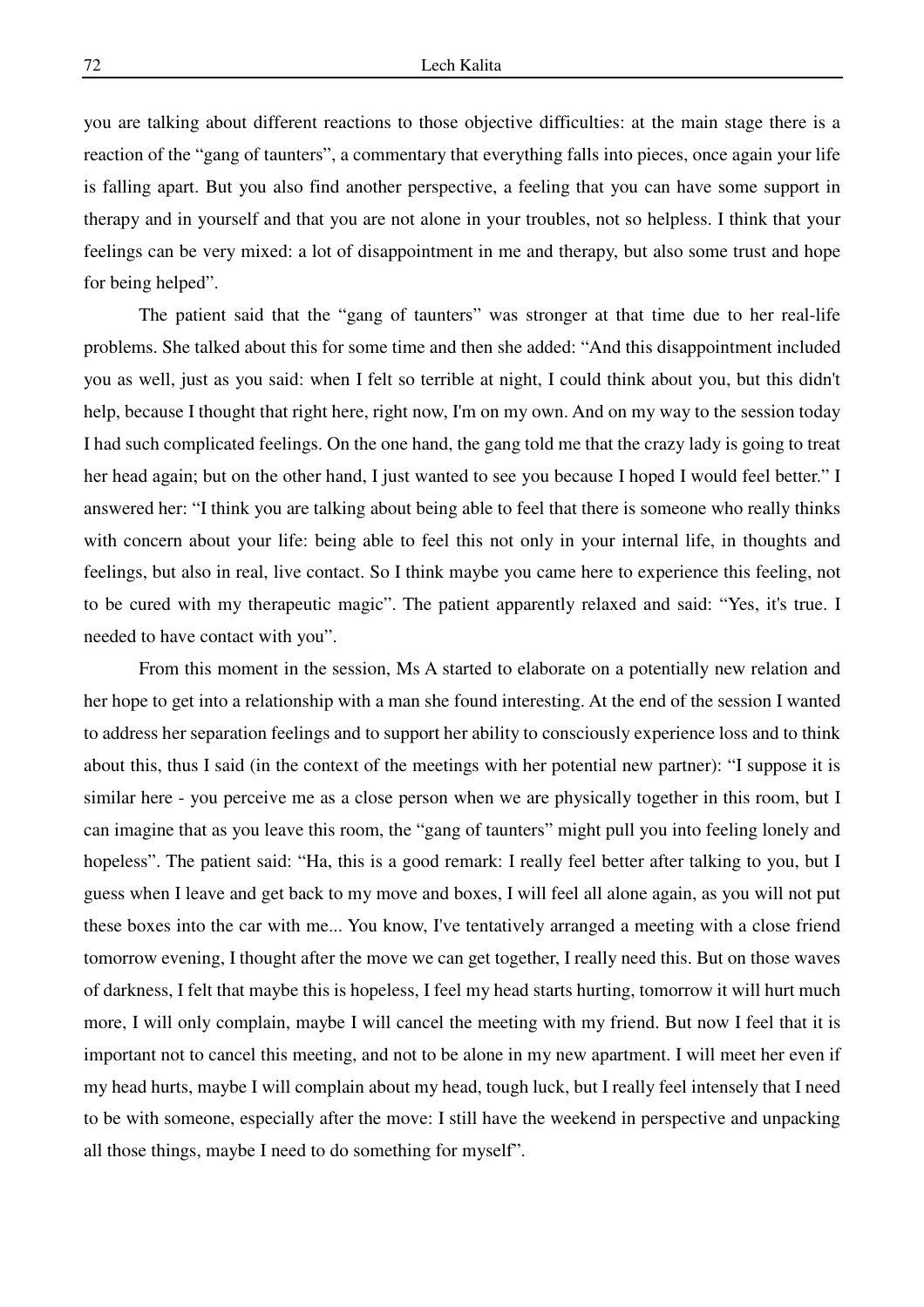you are talking about different reactions to those objective difficulties: at the main stage there is a reaction of the "gang of taunters", a commentary that everything falls into pieces, once again your life is falling apart. But you also find another perspective, a feeling that you can have some support in therapy and in yourself and that you are not alone in your troubles, not so helpless. I think that your feelings can be very mixed: a lot of disappointment in me and therapy, but also some trust and hope for being helped".

The patient said that the "gang of taunters" was stronger at that time due to her real-life problems. She talked about this for some time and then she added: "And this disappointment included you as well, just as you said: when I felt so terrible at night, I could think about you, but this didn't help, because I thought that right here, right now, I'm on my own. And on my way to the session today I had such complicated feelings. On the one hand, the gang told me that the crazy lady is going to treat her head again; but on the other hand, I just wanted to see you because I hoped I would feel better." I answered her: "I think you are talking about being able to feel that there is someone who really thinks with concern about your life: being able to feel this not only in your internal life, in thoughts and feelings, but also in real, live contact. So I think maybe you came here to experience this feeling, not to be cured with my therapeutic magic". The patient apparently relaxed and said: "Yes, it's true. I needed to have contact with you".

From this moment in the session, Ms A started to elaborate on a potentially new relation and her hope to get into a relationship with a man she found interesting. At the end of the session I wanted to address her separation feelings and to support her ability to consciously experience loss and to think about this, thus I said (in the context of the meetings with her potential new partner): "I suppose it is similar here - you perceive me as a close person when we are physically together in this room, but I can imagine that as you leave this room, the "gang of taunters" might pull you into feeling lonely and hopeless". The patient said: "Ha, this is a good remark: I really feel better after talking to you, but I guess when I leave and get back to my move and boxes, I will feel all alone again, as you will not put these boxes into the car with me... You know, I've tentatively arranged a meeting with a close friend tomorrow evening, I thought after the move we can get together, I really need this. But on those waves of darkness, I felt that maybe this is hopeless, I feel my head starts hurting, tomorrow it will hurt much more, I will only complain, maybe I will cancel the meeting with my friend. But now I feel that it is important not to cancel this meeting, and not to be alone in my new apartment. I will meet her even if my head hurts, maybe I will complain about my head, tough luck, but I really feel intensely that I need to be with someone, especially after the move: I still have the weekend in perspective and unpacking all those things, maybe I need to do something for myself".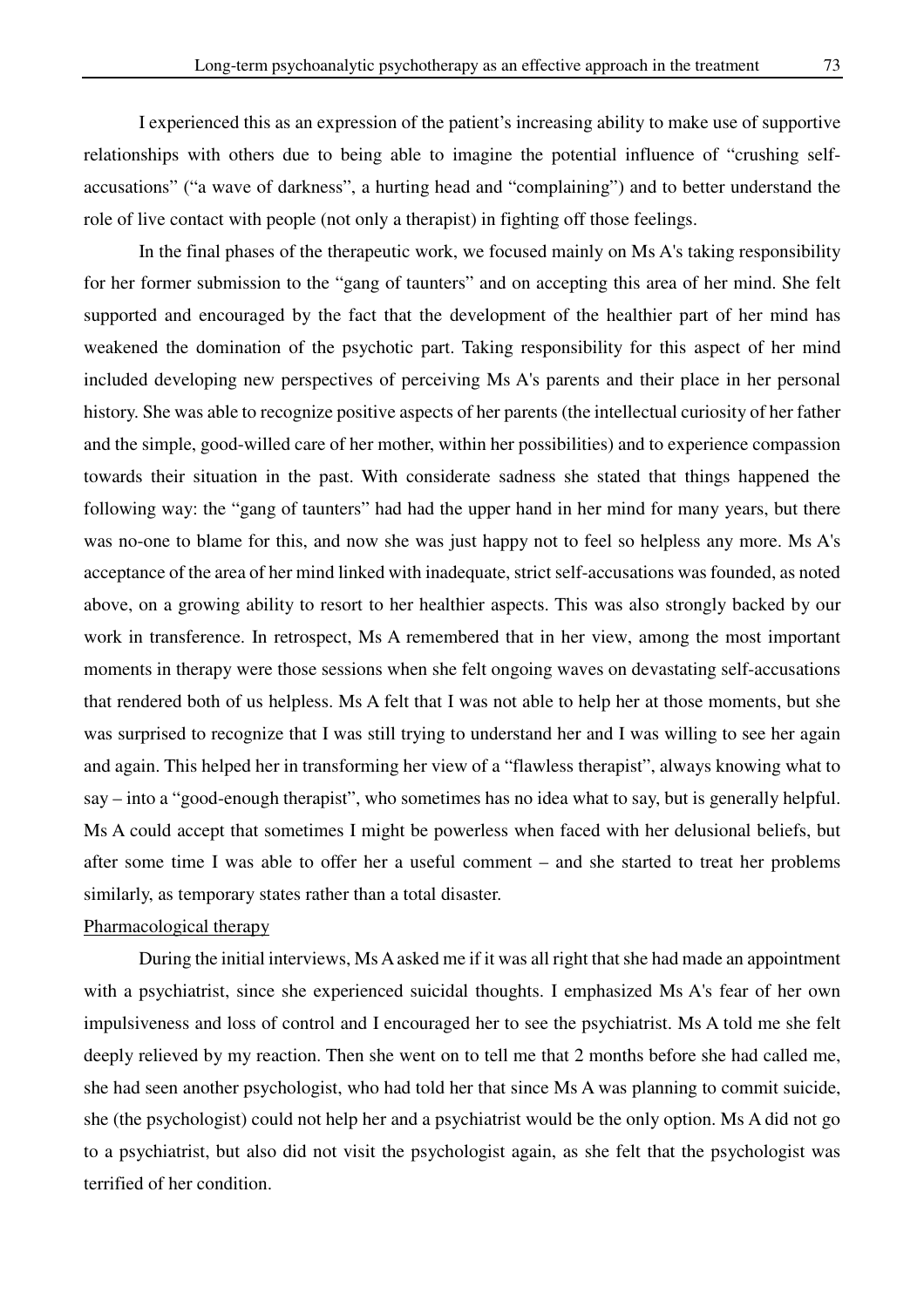I experienced this as an expression of the patient's increasing ability to make use of supportive relationships with others due to being able to imagine the potential influence of "crushing self-accusations" ("a wave of darkness", a hurting head and "complaining") and to better understand the role of live contact with people (not only a therapist) in fighting off those feelings.

In the final phases of the therapeutic work, we focused mainly on Ms A's taking responsibility for her former submission to the "gang of taunters" and on accepting this area of her mind. She felt supported and encouraged by the fact that the development of the healthier part of her mind has weakened the domination of the psychotic part. Taking responsibility for this aspect of her mind included developing new perspectives of perceiving Ms A's parents and their place in her personal history. She was able to recognize positive aspects of her parents (the intellectual curiosity of her father and the simple, good-willed care of her mother, within her possibilities) and to experience compassion towards their situation in the past. With considerate sadness she stated that things happened the following way: the "gang of taunters" had had the upper hand in her mind for many years, but there was no-one to blame for this, and now she was just happy not to feel so helpless any more. Ms A's acceptance of the area of her mind linked with inadequate, strict self-accusations was founded, as noted above, on a growing ability to resort to her healthier aspects. This was also strongly backed by our work in transference. In retrospect, Ms A remembered that in her view, among the most important moments in therapy were those sessions when she felt ongoing waves on devastating self-accusations that rendered both of us helpless. Ms A felt that I was not able to help her at those moments, but she was surprised to recognize that I was still trying to understand her and I was willing to see her again and again. This helped her in transforming her view of a "flawless therapist", always knowing what to say – into a "good-enough therapist", who sometimes has no idea what to say, but is generally helpful. Ms A could accept that sometimes I might be powerless when faced with her delusional beliefs, but after some time I was able to offer her a useful comment – and she started to treat her problems similarly, as temporary states rather than a total disaster.

Pharmacological therapy

During the initial interviews, Ms A asked me if it was all right that she had made an appointment with a psychiatrist, since she experienced suicidal thoughts. I emphasized Ms A's fear of her own impulsiveness and loss of control and I encouraged her to see the psychiatrist. Ms A told me she felt deeply relieved by my reaction. Then she went on to tell me that 2 months before she had called me, she had seen another psychologist, who had told her that since Ms A was planning to commit suicide, she (the psychologist) could not help her and a psychiatrist would be the only option. Ms A did not go to a psychiatrist, but also did not visit the psychologist again, as she felt that the psychologist was terrified of her condition.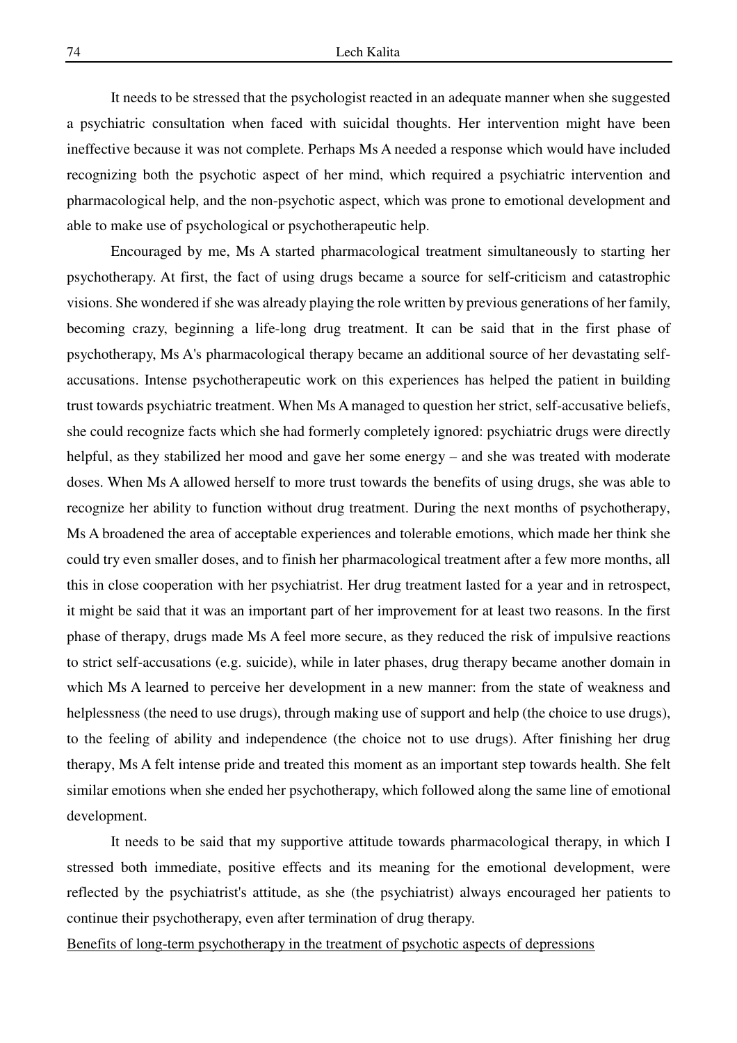It needs to be stressed that the psychologist reacted in an adequate manner when she suggested a psychiatric consultation when faced with suicidal thoughts. Her intervention might have been ineffective because it was not complete. Perhaps Ms A needed a response which would have included recognizing both the psychotic aspect of her mind, which required a psychiatric intervention and pharmacological help, and the non-psychotic aspect, which was prone to emotional development and able to make use of psychological or psychotherapeutic help.

Encouraged by me, Ms A started pharmacological treatment simultaneously to starting her psychotherapy. At first, the fact of using drugs became a source for self-criticism and catastrophic visions. She wondered if she was already playing the role written by previous generations of her family, becoming crazy, beginning a life-long drug treatment. It can be said that in the first phase of psychotherapy, Ms A's pharmacological therapy became an additional source of her devastating self-accusations. Intense psychotherapeutic work on this experiences has helped the patient in building trust towards psychiatric treatment. When Ms A managed to question her strict, self-accusative beliefs, she could recognize facts which she had formerly completely ignored: psychiatric drugs were directly helpful, as they stabilized her mood and gave her some energy – and she was treated with moderate doses. When Ms A allowed herself to more trust towards the benefits of using drugs, she was able to recognize her ability to function without drug treatment. During the next months of psychotherapy, Ms A broadened the area of acceptable experiences and tolerable emotions, which made her think she could try even smaller doses, and to finish her pharmacological treatment after a few more months, all this in close cooperation with her psychiatrist. Her drug treatment lasted for a year and in retrospect, it might be said that it was an important part of her improvement for at least two reasons. In the first phase of therapy, drugs made Ms A feel more secure, as they reduced the risk of impulsive reactions to strict self-accusations (e.g. suicide), while in later phases, drug therapy became another domain in which Ms A learned to perceive her development in a new manner: from the state of weakness and helplessness (the need to use drugs), through making use of support and help (the choice to use drugs), to the feeling of ability and independence (the choice not to use drugs). After finishing her drug therapy, Ms A felt intense pride and treated this moment as an important step towards health. She felt similar emotions when she ended her psychotherapy, which followed along the same line of emotional development.

It needs to be said that my supportive attitude towards pharmacological therapy, in which I stressed both immediate, positive effects and its meaning for the emotional development, were reflected by the psychiatrist's attitude, as she (the psychiatrist) always encouraged her patients to continue their psychotherapy, even after termination of drug therapy.

Benefits of long-term psychotherapy in the treatment of psychotic aspects of depressions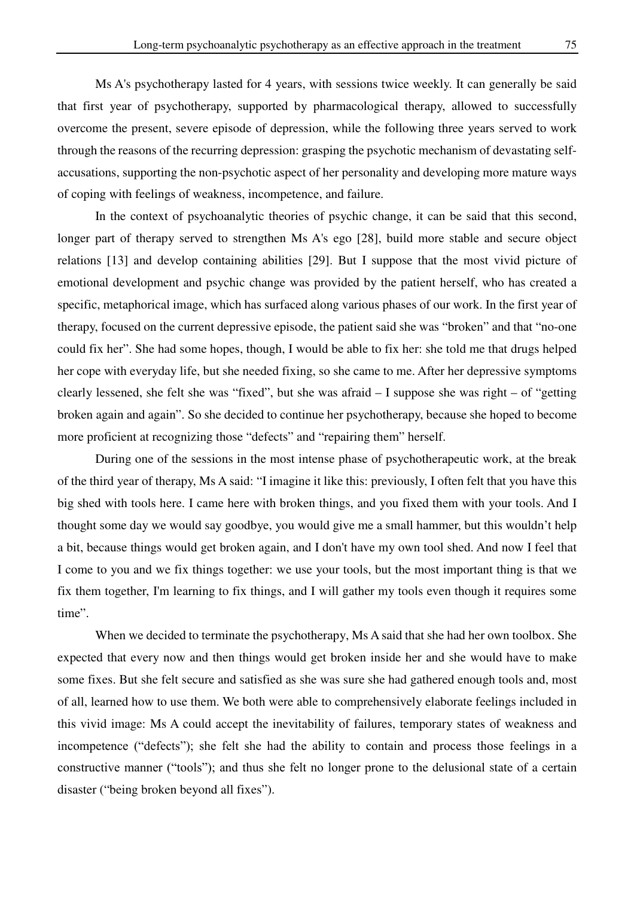Ms A's psychotherapy lasted for 4 years, with sessions twice weekly. It can generally be said that first year of psychotherapy, supported by pharmacological therapy, allowed to successfully overcome the present, severe episode of depression, while the following three years served to work through the reasons of the recurring depression: grasping the psychotic mechanism of devastating self-accusations, supporting the non-psychotic aspect of her personality and developing more mature ways of coping with feelings of weakness, incompetence, and failure.

In the context of psychoanalytic theories of psychic change, it can be said that this second, longer part of therapy served to strengthen Ms A's ego [28], build more stable and secure object relations [13] and develop containing abilities [29]. But I suppose that the most vivid picture of emotional development and psychic change was provided by the patient herself, who has created a specific, metaphorical image, which has surfaced along various phases of our work. In the first year of therapy, focused on the current depressive episode, the patient said she was "broken" and that "no-one could fix her". She had some hopes, though, I would be able to fix her: she told me that drugs helped her cope with everyday life, but she needed fixing, so she came to me. After her depressive symptoms clearly lessened, she felt she was "fixed", but she was afraid – I suppose she was right – of "getting broken again and again". So she decided to continue her psychotherapy, because she hoped to become more proficient at recognizing those "defects" and "repairing them" herself.

During one of the sessions in the most intense phase of psychotherapeutic work, at the break of the third year of therapy, Ms A said: "I imagine it like this: previously, I often felt that you have this big shed with tools here. I came here with broken things, and you fixed them with your tools. And I thought some day we would say goodbye, you would give me a small hammer, but this wouldn't help a bit, because things would get broken again, and I don't have my own tool shed. And now I feel that I come to you and we fix things together: we use your tools, but the most important thing is that we fix them together, I'm learning to fix things, and I will gather my tools even though it requires some time".

When we decided to terminate the psychotherapy, Ms A said that she had her own toolbox. She expected that every now and then things would get broken inside her and she would have to make some fixes. But she felt secure and satisfied as she was sure she had gathered enough tools and, most of all, learned how to use them. We both were able to comprehensively elaborate feelings included in this vivid image: Ms A could accept the inevitability of failures, temporary states of weakness and incompetence ("defects"); she felt she had the ability to contain and process those feelings in a constructive manner ("tools"); and thus she felt no longer prone to the delusional state of a certain disaster ("being broken beyond all fixes").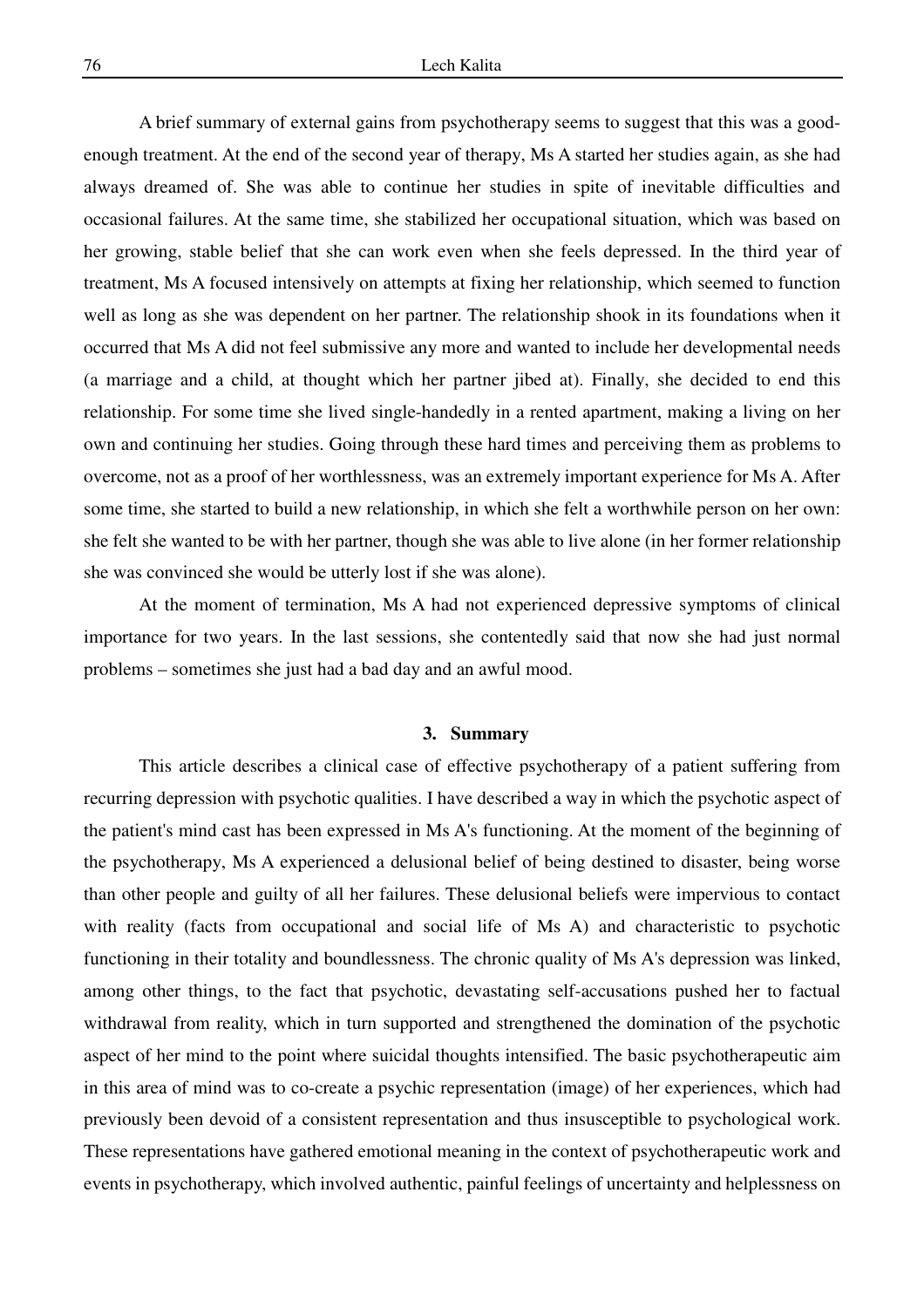A brief summary of external gains from psychotherapy seems to suggest that this was a good-enough treatment. At the end of the second year of therapy, Ms A started her studies again, as she had always dreamed of. She was able to continue her studies in spite of inevitable difficulties and occasional failures. At the same time, she stabilized her occupational situation, which was based on her growing, stable belief that she can work even when she feels depressed. In the third year of treatment, Ms A focused intensively on attempts at fixing her relationship, which seemed to function well as long as she was dependent on her partner. The relationship shook in its foundations when it occurred that Ms A did not feel submissive any more and wanted to include her developmental needs (a marriage and a child, at thought which her partner jibed at). Finally, she decided to end this relationship. For some time she lived single-handedly in a rented apartment, making a living on her own and continuing her studies. Going through these hard times and perceiving them as problems to overcome, not as a proof of her worthlessness, was an extremely important experience for Ms A. After some time, she started to build a new relationship, in which she felt a worthwhile person on her own: she felt she wanted to be with her partner, though she was able to live alone (in her former relationship she was convinced she would be utterly lost if she was alone).

At the moment of termination, Ms A had not experienced depressive symptoms of clinical importance for two years. In the last sessions, she contentedly said that now she had just normal problems – sometimes she just had a bad day and an awful mood.

## 3. Summary

This article describes a clinical case of effective psychotherapy of a patient suffering from recurring depression with psychotic qualities. I have described a way in which the psychotic aspect of the patient's mind cast has been expressed in Ms A's functioning. At the moment of the beginning of the psychotherapy, Ms A experienced a delusional belief of being destined to disaster, being worse than other people and guilty of all her failures. These delusional beliefs were impervious to contact with reality (facts from occupational and social life of Ms A) and characteristic to psychotic functioning in their totality and boundlessness. The chronic quality of Ms A's depression was linked, among other things, to the fact that psychotic, devastating self-accusations pushed her to factual withdrawal from reality, which in turn supported and strengthened the domination of the psychotic aspect of her mind to the point where suicidal thoughts intensified. The basic psychotherapeutic aim in this area of mind was to co-create a psychic representation (image) of her experiences, which had previously been devoid of a consistent representation and thus insusceptible to psychological work. These representations have gathered emotional meaning in the context of psychotherapeutic work and events in psychotherapy, which involved authentic, painful feelings of uncertainty and helplessness on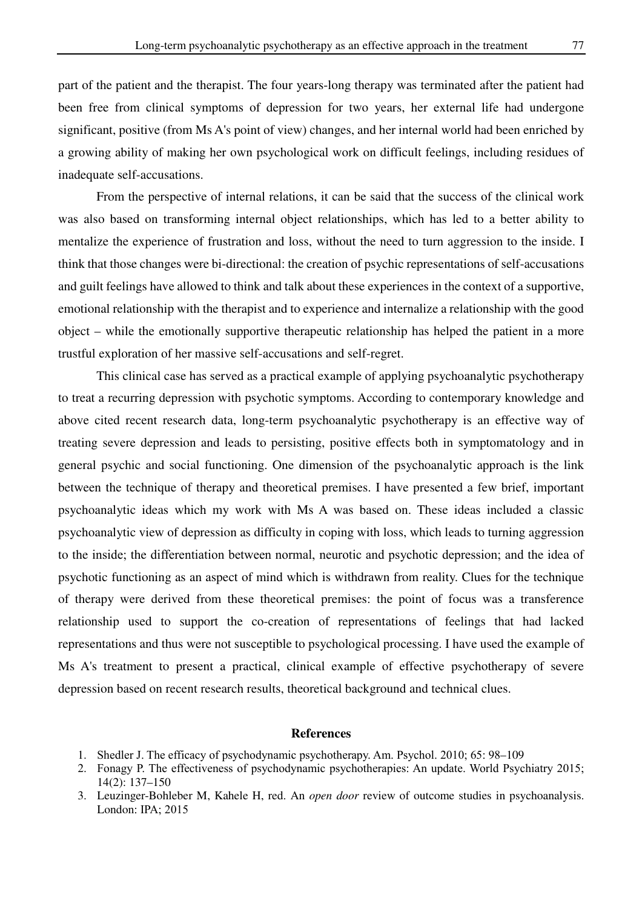part of the patient and the therapist. The four years-long therapy was terminated after the patient had been free from clinical symptoms of depression for two years, her external life had undergone significant, positive (from Ms A's point of view) changes, and her internal world had been enriched by a growing ability of making her own psychological work on difficult feelings, including residues of inadequate self-accusations.

From the perspective of internal relations, it can be said that the success of the clinical work was also based on transforming internal object relationships, which has led to a better ability to mentalize the experience of frustration and loss, without the need to turn aggression to the inside. I think that those changes were bi-directional: the creation of psychic representations of self-accusations and guilt feelings have allowed to think and talk about these experiences in the context of a supportive, emotional relationship with the therapist and to experience and internalize a relationship with the good object – while the emotionally supportive therapeutic relationship has helped the patient in a more trustful exploration of her massive self-accusations and self-regret.

This clinical case has served as a practical example of applying psychoanalytic psychotherapy to treat a recurring depression with psychotic symptoms. According to contemporary knowledge and above cited recent research data, long-term psychoanalytic psychotherapy is an effective way of treating severe depression and leads to persisting, positive effects both in symptomatology and in general psychic and social functioning. One dimension of the psychoanalytic approach is the link between the technique of therapy and theoretical premises. I have presented a few brief, important psychoanalytic ideas which my work with Ms A was based on. These ideas included a classic psychoanalytic view of depression as difficulty in coping with loss, which leads to turning aggression to the inside; the differentiation between normal, neurotic and psychotic depression; and the idea of psychotic functioning as an aspect of mind which is withdrawn from reality. Clues for the technique of therapy were derived from these theoretical premises: the point of focus was a transference relationship used to support the co-creation of representations of feelings that had lacked representations and thus were not susceptible to psychological processing. I have used the example of Ms A's treatment to present a practical, clinical example of effective psychotherapy of severe depression based on recent research results, theoretical background and technical clues.

## References

1. Shedler J. The efficacy of psychodynamic psychotherapy. Am. Psychol. 2010; 65: 98–109
2. Fonagy P. The effectiveness of psychodynamic psychotherapies: An update. World Psychiatry 2015; 14(2): 137–150
3. Leuzinger-Bohleber M, Kahele H, red. An *open door* review of outcome studies in psychoanalysis. London: IPA; 2015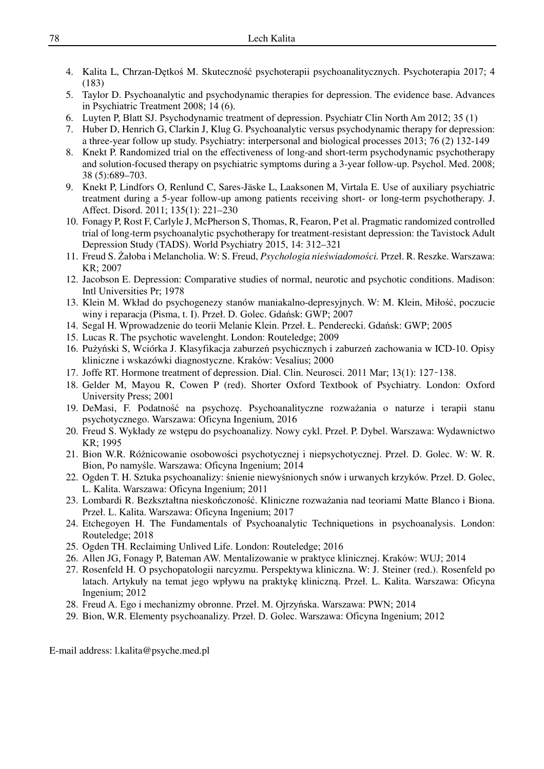4. Kalita L, Chrzan-Dętkoś M. Skuteczność psychoterapii psychoanalitycznych. Psychoterapia 2017; 4 (183)
5. Taylor D. Psychoanalytic and psychodynamic therapies for depression. The evidence base. Advances in Psychiatric Treatment 2008; 14 (6).
6. Luyten P, Blatt SJ. Psychodynamic treatment of depression. Psychiatr Clin North Am 2012; 35 (1)
7. Huber D, Henrich G, Clarkin J, Klug G. Psychoanalytic versus psychodynamic therapy for depression: a three-year follow up study. Psychiatry: interpersonal and biological processes 2013; 76 (2) 132-149
8. Knekt P. Randomized trial on the effectiveness of long-and short-term psychodynamic psychotherapy and solution-focused therapy on psychiatric symptoms during a 3-year follow-up. Psychol. Med. 2008; 38 (5):689–703.
9. Knekt P, Lindfors O, Renlund C, Sares-Jäske L, Laaksonen M, Virtala E. Use of auxiliary psychiatric treatment during a 5-year follow-up among patients receiving short- or long-term psychotherapy. J. Affect. Disord. 2011; 135(1): 221–230
10. Fonagy P, Rost F, Carlyle J, McPherson S, Thomas, R, Fearon, P et al. Pragmatic randomized controlled trial of long-term psychoanalytic psychotherapy for treatment-resistant depression: the Tavistock Adult Depression Study (TADS). World Psychiatry 2015, 14: 312–321
11. Freud S. Żałoba i Melancholia. W: S. Freud, *Psychologia nieświadomości.* Przeł. R. Reszke. Warszawa: KR; 2007
12. Jacobson E. Depression: Comparative studies of normal, neurotic and psychotic conditions. Madison: Intl Universities Pr; 1978
13. Klein M. Wkład do psychogenezy stanów maniakalno-depresyjnych. W: M. Klein, Miłość, poczucie winy i reparacja (Pisma, t. I). Przeł. D. Golec. Gdańsk: GWP; 2007
14. Segal H. Wprowadzenie do teorii Melanie Klein. Przeł. Ł. Penderecki. Gdańsk: GWP; 2005
15. Lucas R. The psychotic wavelenght. London: Routeledge; 2009
16. Pużyński S, Wciórka J. Klasyfikacja zaburzeń psychicznych i zaburzeń zachowania w ICD-10. Opisy kliniczne i wskazówki diagnostyczne. Kraków: Vesalius; 2000
17. Joffe RT. Hormone treatment of depression. Dial. Clin. Neurosci. 2011 Mar; 13(1): 127‑138.
18. Gelder M, Mayou R, Cowen P (red). Shorter Oxford Textbook of Psychiatry. London: Oxford University Press; 2001
19. DeMasi, F. Podatność na psychozę. Psychoanalityczne rozważania o naturze i terapii stanu psychotycznego. Warszawa: Oficyna Ingenium, 2016
20. Freud S. Wykłady ze wstępu do psychoanalizy. Nowy cykl. Przeł. P. Dybel. Warszawa: Wydawnictwo KR; 1995
21. Bion W.R. Różnicowanie osobowości psychotycznej i niepsychotycznej. Przeł. D. Golec. W: W. R. Bion, Po namyśle. Warszawa: Oficyna Ingenium; 2014
22. Ogden T. H. Sztuka psychoanalizy: śnienie niewyśnionych snów i urwanych krzyków. Przeł. D. Golec, L. Kalita. Warszawa: Oficyna Ingenium; 2011
23. Lombardi R. Bezkształtna nieskończoność. Kliniczne rozważania nad teoriami Matte Blanco i Biona. Przeł. L. Kalita. Warszawa: Oficyna Ingenium; 2017
24. Etchegoyen H. The Fundamentals of Psychoanalytic Techniquetions in psychoanalysis. London: Routeledge; 2018
25. Ogden TH. Reclaiming Unlived Life. London: Routeledge; 2016
26. Allen JG, Fonagy P, Bateman AW. Mentalizowanie w praktyce klinicznej. Kraków: WUJ; 2014
27. Rosenfeld H. O psychopatologii narcyzmu. Perspektywa kliniczna. W: J. Steiner (red.). Rosenfeld po latach. Artykuły na temat jego wpływu na praktykę kliniczną. Przeł. L. Kalita. Warszawa: Oficyna Ingenium; 2012
28. Freud A. Ego i mechanizmy obronne. Przeł. M. Ojrzyńska. Warszawa: PWN; 2014
29. Bion, W.R. Elementy psychoanalizy. Przeł. D. Golec. Warszawa: Oficyna Ingenium; 2012

E-mail address: l.kalita@psyche.med.pl